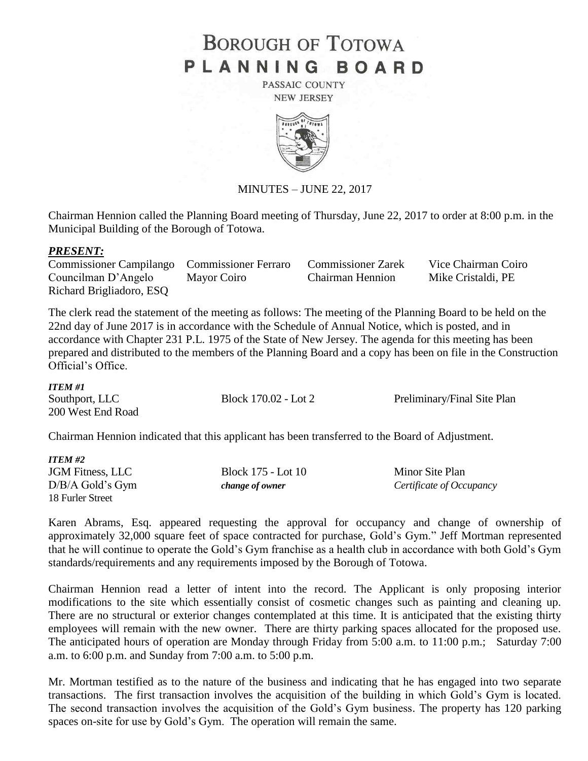# BOROUGH OF TOTOWA
# PLANNING BOARD

PASSAIC COUNTY
NEW JERSEY

MINUTES – JUNE 22, 2017

Chairman Hennion called the Planning Board meeting of Thursday, June 22, 2017 to order at 8:00 p.m. in the Municipal Building of the Borough of Totowa.

***PRESENT:***

| Commissioner Campilango | Commissioner Ferraro | Commissioner Zarek | Vice Chairman Coiro |
|---|---|---|---|
| Councilman D'Angelo | Mayor Coiro | Chairman Hennion | Mike Cristaldi, PE |
| Richard Brigliadoro, ESQ | | | |

The clerk read the statement of the meeting as follows: The meeting of the Planning Board to be held on the 22nd day of June 2017 is in accordance with the Schedule of Annual Notice, which is posted, and in accordance with Chapter 231 P.L. 1975 of the State of New Jersey. The agenda for this meeting has been prepared and distributed to the members of the Planning Board and a copy has been on file in the Construction Official's Office.

***ITEM #1***

| Southport, LLC | Block 170.02 - Lot 2 | Preliminary/Final Site Plan |
|---|---|---|
| 200 West End Road | | |

Chairman Hennion indicated that this applicant has been transferred to the Board of Adjustment.

***ITEM #2***

| JGM Fitness, LLC | Block 175 - Lot 10 | Minor Site Plan |
|---|---|---|
| D/B/A Gold's Gym | *change of owner* | *Certificate of Occupancy* |
| 18 Furler Street | | |

Karen Abrams, Esq. appeared requesting the approval for occupancy and change of ownership of approximately 32,000 square feet of space contracted for purchase, Gold's Gym." Jeff Mortman represented that he will continue to operate the Gold's Gym franchise as a health club in accordance with both Gold's Gym standards/requirements and any requirements imposed by the Borough of Totowa.

Chairman Hennion read a letter of intent into the record. The Applicant is only proposing interior modifications to the site which essentially consist of cosmetic changes such as painting and cleaning up. There are no structural or exterior changes contemplated at this time. It is anticipated that the existing thirty employees will remain with the new owner. There are thirty parking spaces allocated for the proposed use. The anticipated hours of operation are Monday through Friday from 5:00 a.m. to 11:00 p.m.; Saturday 7:00 a.m. to 6:00 p.m. and Sunday from 7:00 a.m. to 5:00 p.m.

Mr. Mortman testified as to the nature of the business and indicating that he has engaged into two separate transactions. The first transaction involves the acquisition of the building in which Gold's Gym is located. The second transaction involves the acquisition of the Gold's Gym business. The property has 120 parking spaces on-site for use by Gold's Gym. The operation will remain the same.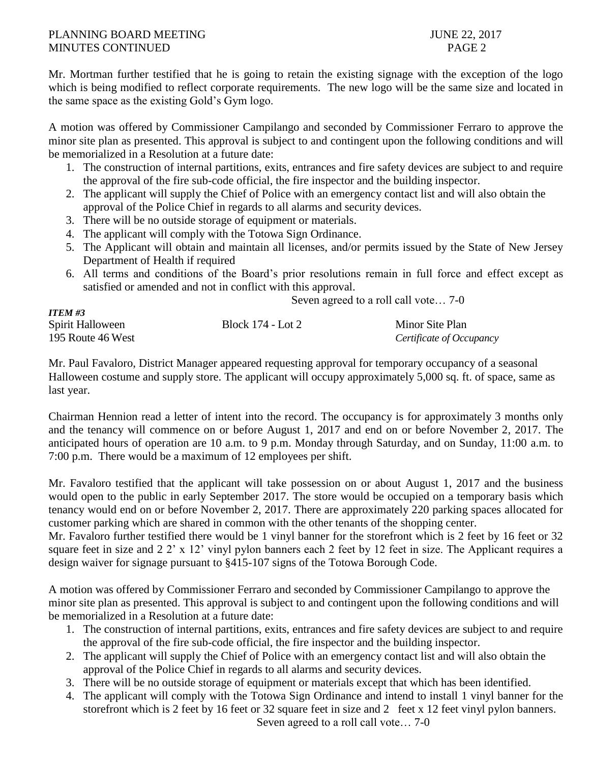Mr. Mortman further testified that he is going to retain the existing signage with the exception of the logo which is being modified to reflect corporate requirements. The new logo will be the same size and located in the same space as the existing Gold's Gym logo.

A motion was offered by Commissioner Campilango and seconded by Commissioner Ferraro to approve the minor site plan as presented. This approval is subject to and contingent upon the following conditions and will be memorialized in a Resolution at a future date:

1. The construction of internal partitions, exits, entrances and fire safety devices are subject to and require the approval of the fire sub-code official, the fire inspector and the building inspector.
2. The applicant will supply the Chief of Police with an emergency contact list and will also obtain the approval of the Police Chief in regards to all alarms and security devices.
3. There will be no outside storage of equipment or materials.
4. The applicant will comply with the Totowa Sign Ordinance.
5. The Applicant will obtain and maintain all licenses, and/or permits issued by the State of New Jersey Department of Health if required
6. All terms and conditions of the Board's prior resolutions remain in full force and effect except as satisfied or amended and not in conflict with this approval.

Seven agreed to a roll call vote… 7-0

***ITEM #3***

| Spirit Halloween | Block 174 - Lot 2 | Minor Site Plan |
|---|---|---|
| 195 Route 46 West | | *Certificate of Occupancy* |

Mr. Paul Favaloro, District Manager appeared requesting approval for temporary occupancy of a seasonal Halloween costume and supply store. The applicant will occupy approximately 5,000 sq. ft. of space, same as last year.

Chairman Hennion read a letter of intent into the record. The occupancy is for approximately 3 months only and the tenancy will commence on or before August 1, 2017 and end on or before November 2, 2017. The anticipated hours of operation are 10 a.m. to 9 p.m. Monday through Saturday, and on Sunday, 11:00 a.m. to 7:00 p.m. There would be a maximum of 12 employees per shift.

Mr. Favaloro testified that the applicant will take possession on or about August 1, 2017 and the business would open to the public in early September 2017. The store would be occupied on a temporary basis which tenancy would end on or before November 2, 2017. There are approximately 220 parking spaces allocated for customer parking which are shared in common with the other tenants of the shopping center.

Mr. Favaloro further testified there would be 1 vinyl banner for the storefront which is 2 feet by 16 feet or 32 square feet in size and 2 2' x 12' vinyl pylon banners each 2 feet by 12 feet in size. The Applicant requires a design waiver for signage pursuant to §415-107 signs of the Totowa Borough Code.

A motion was offered by Commissioner Ferraro and seconded by Commissioner Campilango to approve the minor site plan as presented. This approval is subject to and contingent upon the following conditions and will be memorialized in a Resolution at a future date:

1. The construction of internal partitions, exits, entrances and fire safety devices are subject to and require the approval of the fire sub-code official, the fire inspector and the building inspector.
2. The applicant will supply the Chief of Police with an emergency contact list and will also obtain the approval of the Police Chief in regards to all alarms and security devices.
3. There will be no outside storage of equipment or materials except that which has been identified.
4. The applicant will comply with the Totowa Sign Ordinance and intend to install 1 vinyl banner for the storefront which is 2 feet by 16 feet or 32 square feet in size and 2 feet x 12 feet vinyl pylon banners.

Seven agreed to a roll call vote… 7-0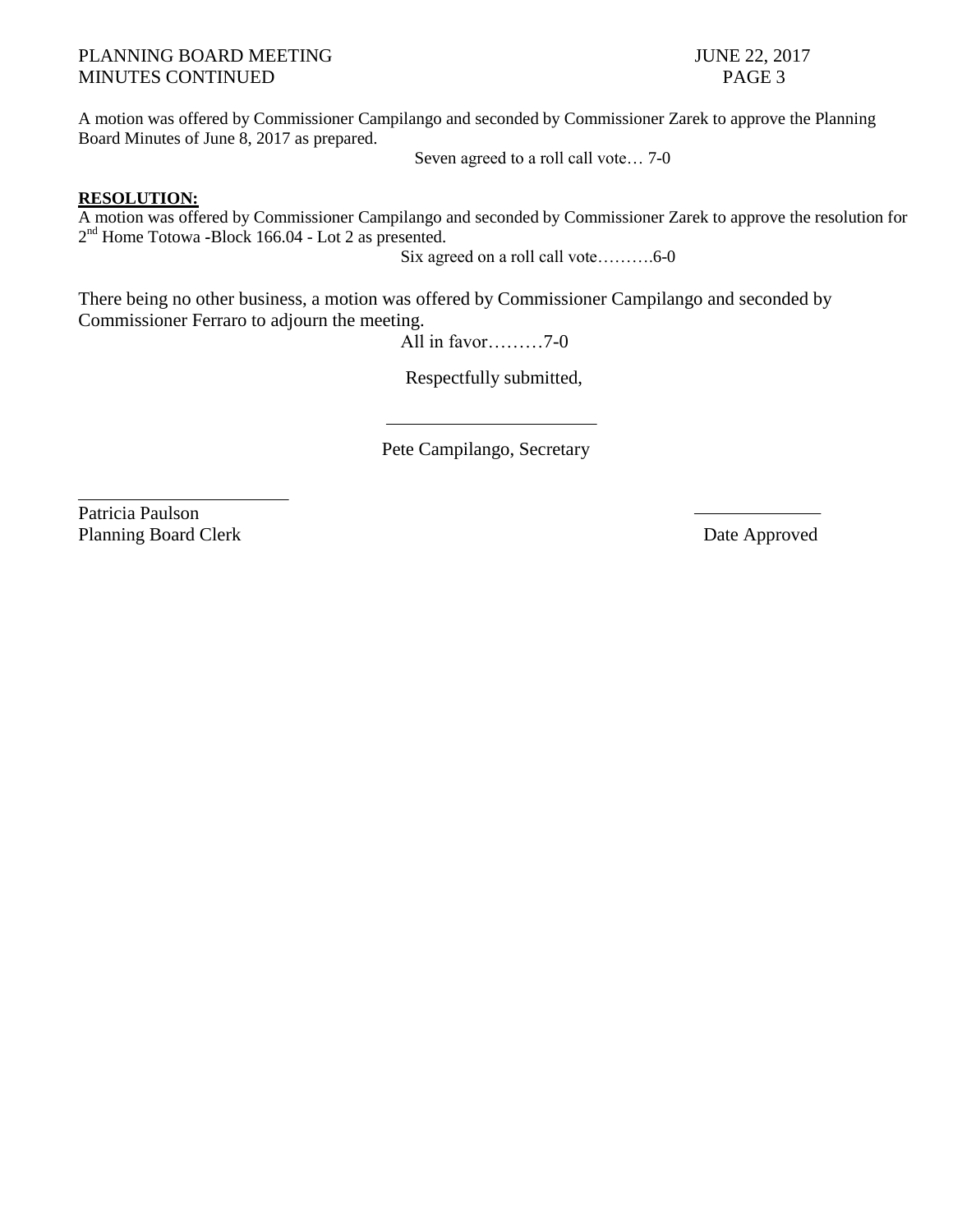A motion was offered by Commissioner Campilango and seconded by Commissioner Zarek to approve the Planning Board Minutes of June 8, 2017 as prepared.

Seven agreed to a roll call vote… 7-0

**RESOLUTION:**

A motion was offered by Commissioner Campilango and seconded by Commissioner Zarek to approve the resolution for 2nd Home Totowa -Block 166.04 - Lot 2 as presented.

Six agreed on a roll call vote……….6-0

There being no other business, a motion was offered by Commissioner Campilango and seconded by Commissioner Ferraro to adjourn the meeting.

All in favor………7-0

Respectfully submitted,

\_\_\_\_\_\_\_\_\_\_\_\_\_\_\_\_\_\_\_\_\_\_\_\_

Pete Campilango, Secretary

\_\_\_\_\_\_\_\_\_\_\_\_\_\_\_\_\_\_\_\_\_\_\_\_

Patricia Paulson
Planning Board Clerk

\_\_\_\_\_\_\_\_\_\_\_\_\_\_

Date Approved